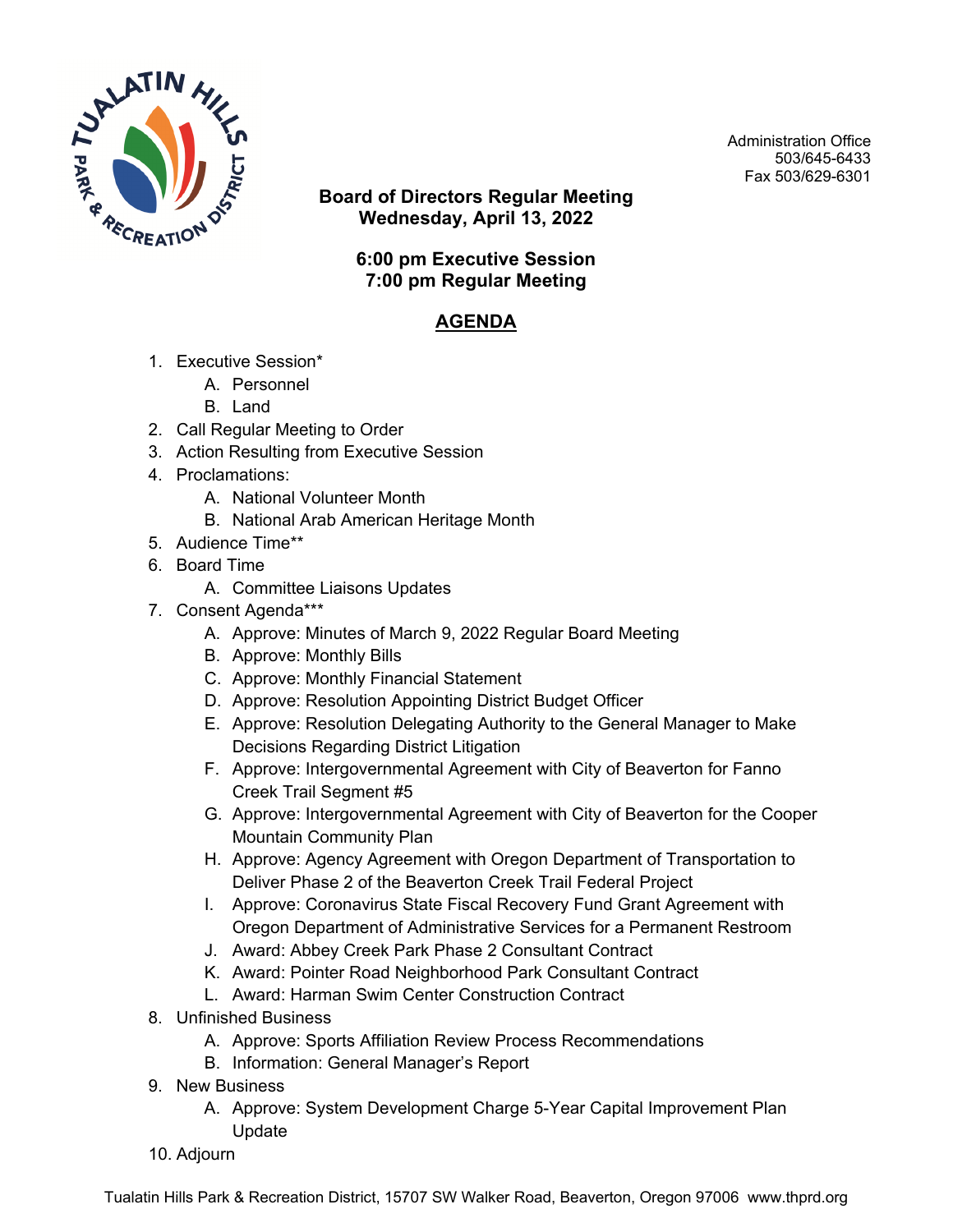Administration Office
503/645-6433
Fax 503/629-6301

**Board of Directors Regular Meeting**
**Wednesday, April 13, 2022**

**6:00 pm Executive Session**
**7:00 pm Regular Meeting**

## AGENDA

1. Executive Session*
    A. Personnel
    B. Land
2. Call Regular Meeting to Order
3. Action Resulting from Executive Session
4. Proclamations:
    A. National Volunteer Month
    B. National Arab American Heritage Month
5. Audience Time**
6. Board Time
    A. Committee Liaisons Updates
7. Consent Agenda***
    A. Approve: Minutes of March 9, 2022 Regular Board Meeting
    B. Approve: Monthly Bills
    C. Approve: Monthly Financial Statement
    D. Approve: Resolution Appointing District Budget Officer
    E. Approve: Resolution Delegating Authority to the General Manager to Make Decisions Regarding District Litigation
    F. Approve: Intergovernmental Agreement with City of Beaverton for Fanno Creek Trail Segment #5
    G. Approve: Intergovernmental Agreement with City of Beaverton for the Cooper Mountain Community Plan
    H. Approve: Agency Agreement with Oregon Department of Transportation to Deliver Phase 2 of the Beaverton Creek Trail Federal Project
    I. Approve: Coronavirus State Fiscal Recovery Fund Grant Agreement with Oregon Department of Administrative Services for a Permanent Restroom
    J. Award: Abbey Creek Park Phase 2 Consultant Contract
    K. Award: Pointer Road Neighborhood Park Consultant Contract
    L. Award: Harman Swim Center Construction Contract
8. Unfinished Business
    A. Approve: Sports Affiliation Review Process Recommendations
    B. Information: General Manager's Report
9. New Business
    A. Approve: System Development Charge 5-Year Capital Improvement Plan Update
10. Adjourn

Tualatin Hills Park & Recreation District, 15707 SW Walker Road, Beaverton, Oregon 97006 www.thprd.org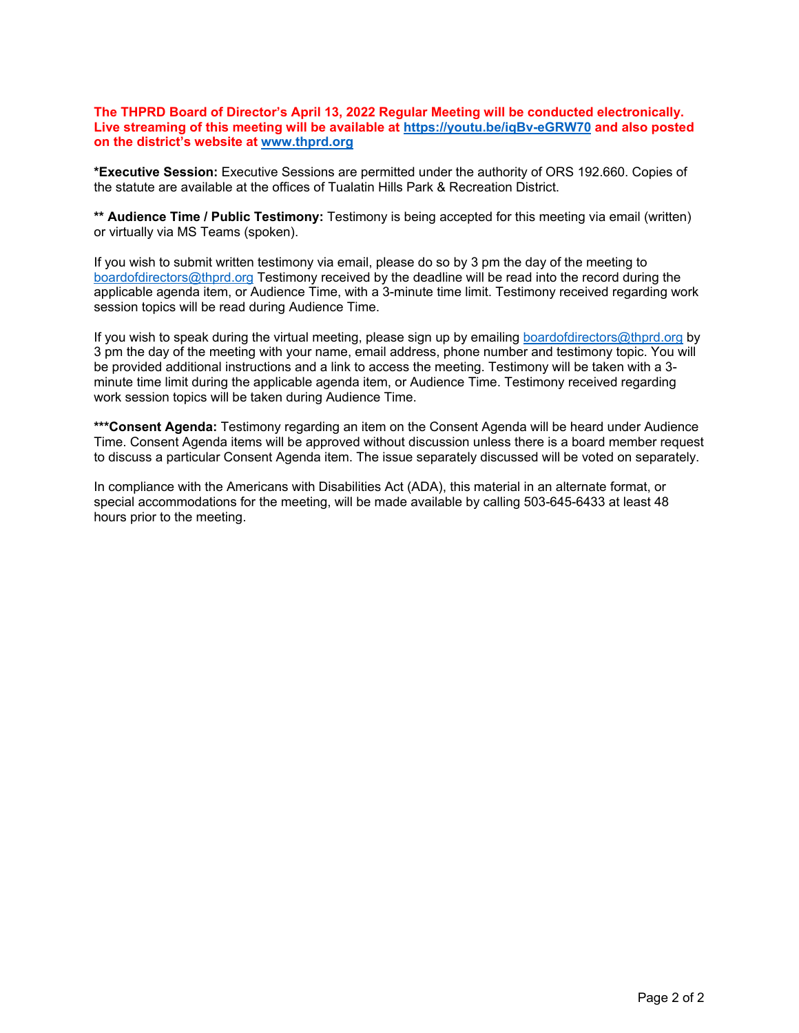**The THPRD Board of Director's April 13, 2022 Regular Meeting will be conducted electronically. Live streaming of this meeting will be available at https://youtu.be/iqBv-eGRW70 and also posted on the district's website at www.thprd.org**

***Executive Session:** Executive Sessions are permitted under the authority of ORS 192.660. Copies of the statute are available at the offices of Tualatin Hills Park & Recreation District.

**** Audience Time / Public Testimony:** Testimony is being accepted for this meeting via email (written) or virtually via MS Teams (spoken).

If you wish to submit written testimony via email, please do so by 3 pm the day of the meeting to boardofdirectors@thprd.org Testimony received by the deadline will be read into the record during the applicable agenda item, or Audience Time, with a 3-minute time limit. Testimony received regarding work session topics will be read during Audience Time.

If you wish to speak during the virtual meeting, please sign up by emailing boardofdirectors@thprd.org by 3 pm the day of the meeting with your name, email address, phone number and testimony topic. You will be provided additional instructions and a link to access the meeting. Testimony will be taken with a 3-minute time limit during the applicable agenda item, or Audience Time. Testimony received regarding work session topics will be taken during Audience Time.

*****Consent Agenda:** Testimony regarding an item on the Consent Agenda will be heard under Audience Time. Consent Agenda items will be approved without discussion unless there is a board member request to discuss a particular Consent Agenda item. The issue separately discussed will be voted on separately.

In compliance with the Americans with Disabilities Act (ADA), this material in an alternate format, or special accommodations for the meeting, will be made available by calling 503-645-6433 at least 48 hours prior to the meeting.